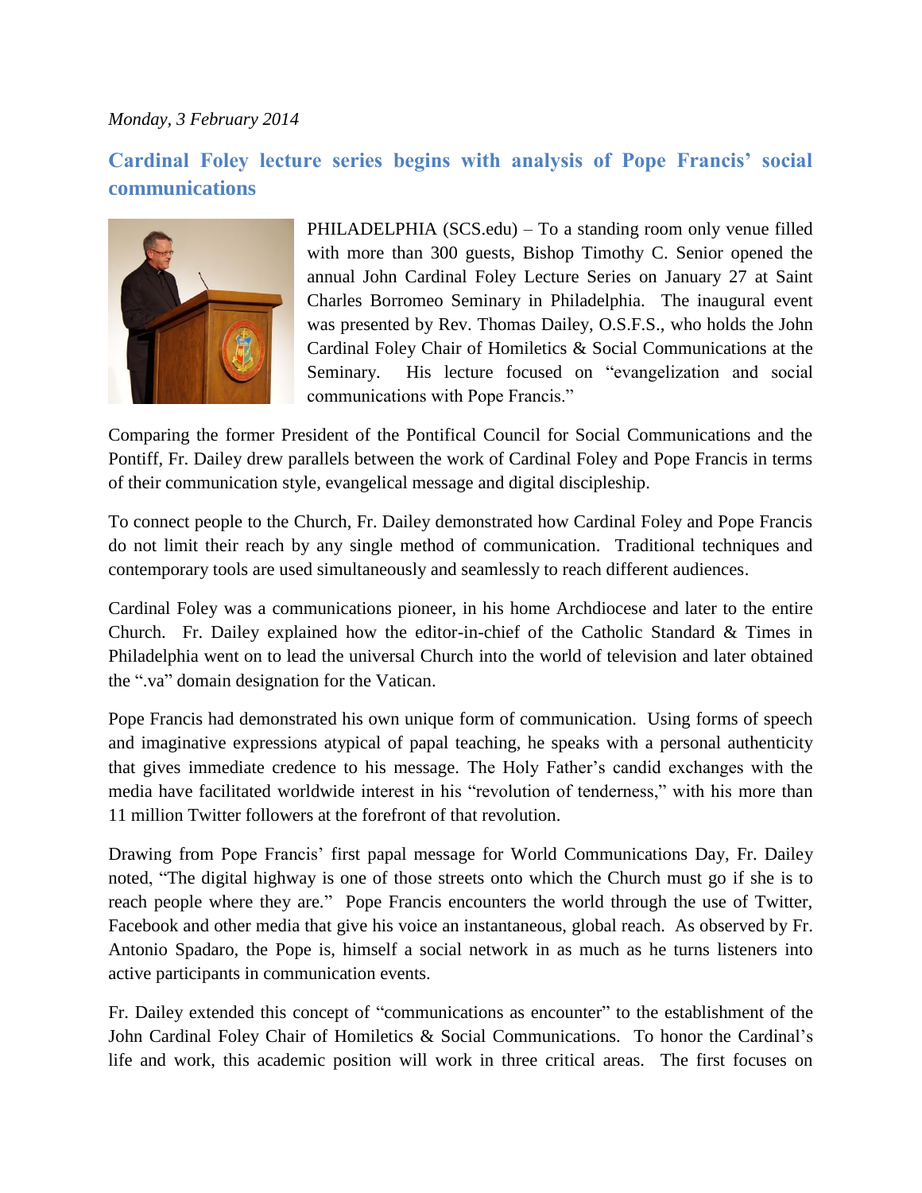*Monday, 3 February 2014*

## Cardinal Foley lecture series begins with analysis of Pope Francis' social communications

PHILADELPHIA (SCS.edu) – To a standing room only venue filled with more than 300 guests, Bishop Timothy C. Senior opened the annual John Cardinal Foley Lecture Series on January 27 at Saint Charles Borromeo Seminary in Philadelphia. The inaugural event was presented by Rev. Thomas Dailey, O.S.F.S., who holds the John Cardinal Foley Chair of Homiletics & Social Communications at the Seminary. His lecture focused on "evangelization and social communications with Pope Francis."

Comparing the former President of the Pontifical Council for Social Communications and the Pontiff, Fr. Dailey drew parallels between the work of Cardinal Foley and Pope Francis in terms of their communication style, evangelical message and digital discipleship.

To connect people to the Church, Fr. Dailey demonstrated how Cardinal Foley and Pope Francis do not limit their reach by any single method of communication. Traditional techniques and contemporary tools are used simultaneously and seamlessly to reach different audiences.

Cardinal Foley was a communications pioneer, in his home Archdiocese and later to the entire Church. Fr. Dailey explained how the editor-in-chief of the Catholic Standard & Times in Philadelphia went on to lead the universal Church into the world of television and later obtained the ".va" domain designation for the Vatican.

Pope Francis had demonstrated his own unique form of communication. Using forms of speech and imaginative expressions atypical of papal teaching, he speaks with a personal authenticity that gives immediate credence to his message. The Holy Father's candid exchanges with the media have facilitated worldwide interest in his "revolution of tenderness," with his more than 11 million Twitter followers at the forefront of that revolution.

Drawing from Pope Francis' first papal message for World Communications Day, Fr. Dailey noted, "The digital highway is one of those streets onto which the Church must go if she is to reach people where they are." Pope Francis encounters the world through the use of Twitter, Facebook and other media that give his voice an instantaneous, global reach. As observed by Fr. Antonio Spadaro, the Pope is, himself a social network in as much as he turns listeners into active participants in communication events.

Fr. Dailey extended this concept of "communications as encounter" to the establishment of the John Cardinal Foley Chair of Homiletics & Social Communications. To honor the Cardinal's life and work, this academic position will work in three critical areas. The first focuses on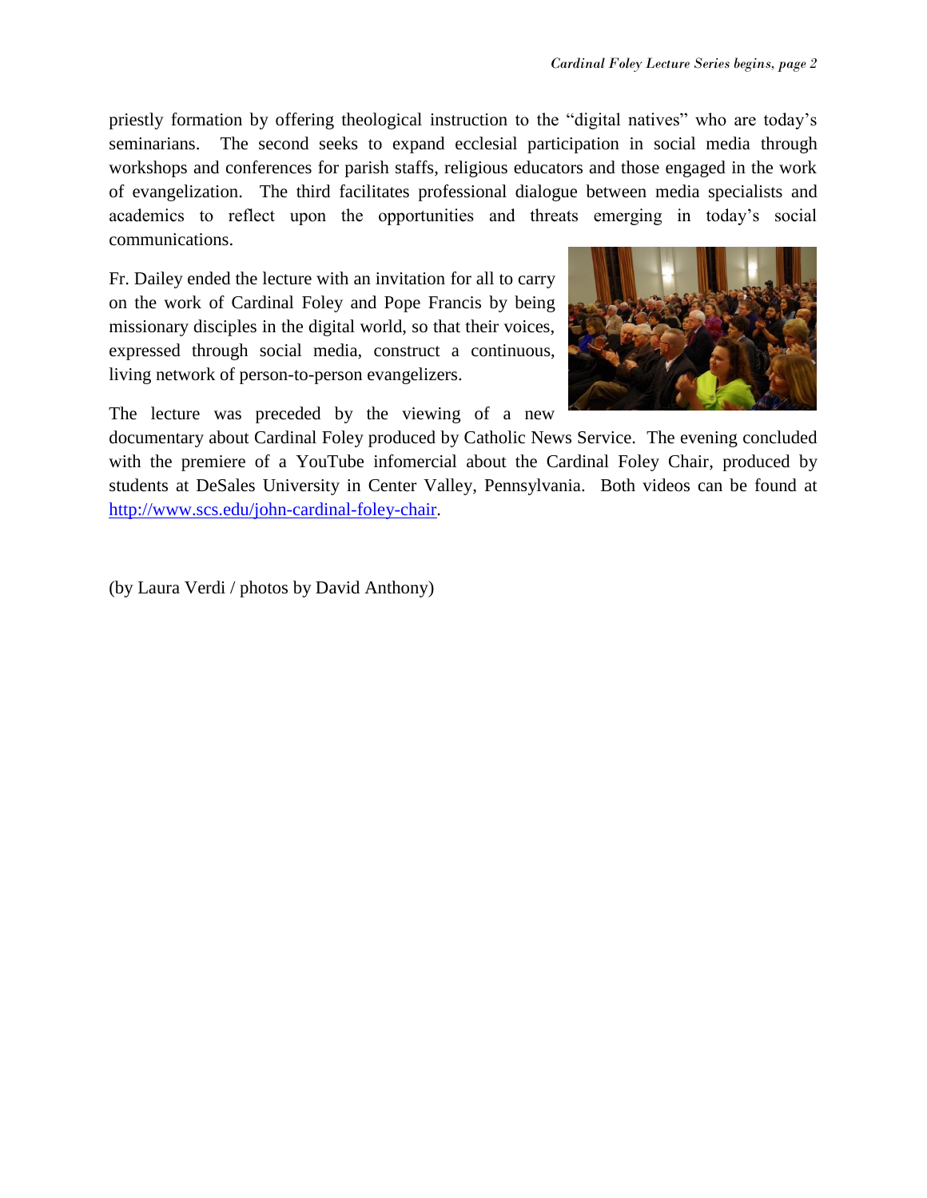priestly formation by offering theological instruction to the “digital natives” who are today’s seminarians. The second seeks to expand ecclesial participation in social media through workshops and conferences for parish staffs, religious educators and those engaged in the work of evangelization. The third facilitates professional dialogue between media specialists and academics to reflect upon the opportunities and threats emerging in today’s social communications.

Fr. Dailey ended the lecture with an invitation for all to carry on the work of Cardinal Foley and Pope Francis by being missionary disciples in the digital world, so that their voices, expressed through social media, construct a continuous, living network of person-to-person evangelizers.

The lecture was preceded by the viewing of a new documentary about Cardinal Foley produced by Catholic News Service. The evening concluded with the premiere of a YouTube infomercial about the Cardinal Foley Chair, produced by students at DeSales University in Center Valley, Pennsylvania. Both videos can be found at [http://www.scs.edu/john-cardinal-foley-chair](http://www.scs.edu/john-cardinal-foley-chair).

(by Laura Verdi / photos by David Anthony)